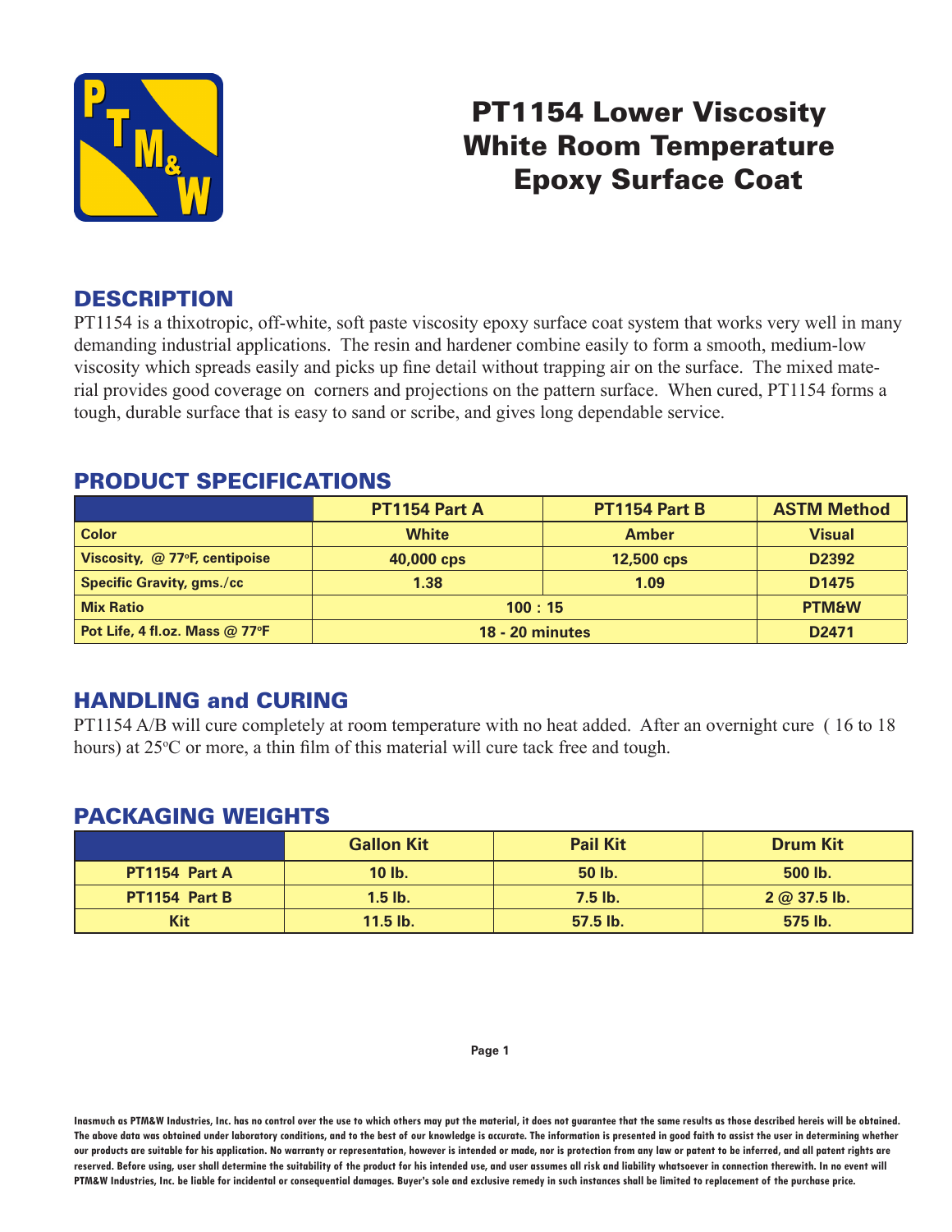# PT1154 Lower Viscosity White Room Temperature Epoxy Surface Coat

## DESCRIPTION

PT1154 is a thixotropic, off-white, soft paste viscosity epoxy surface coat system that works very well in many demanding industrial applications. The resin and hardener combine easily to form a smooth, medium-low viscosity which spreads easily and picks up fine detail without trapping air on the surface. The mixed material provides good coverage on corners and projections on the pattern surface. When cured, PT1154 forms a tough, durable surface that is easy to sand or scribe, and gives long dependable service.

## PRODUCT SPECIFICATIONS

| | PT1154 Part A | PT1154 Part B | ASTM Method |
|---|---|---|---|
| Color | White | Amber | Visual |
| Viscosity, @ 77°F, centipoise | 40,000 cps | 12,500 cps | D2392 |
| Specific Gravity, gms./cc | 1.38 | 1.09 | D1475 |
| Mix Ratio | 100 : 15 | | PTM&W |
| Pot Life, 4 fl.oz. Mass @ 77°F | 18 - 20 minutes | | D2471 |

## HANDLING and CURING

PT1154 A/B will cure completely at room temperature with no heat added. After an overnight cure ( 16 to 18 hours) at 25°C or more, a thin film of this material will cure tack free and tough.

## PACKAGING WEIGHTS

| | Gallon Kit | Pail Kit | Drum Kit |
|---|---|---|---|
| PT1154 Part A | 10 lb. | 50 lb. | 500 lb. |
| PT1154 Part B | 1.5 lb. | 7.5 lb. | 2 @ 37.5 lb. |
| Kit | 11.5 lb. | 57.5 lb. | 575 lb. |

Inasmuch as PTM&W Industries, Inc. has no control over the use to which others may put the material, it does not guarantee that the same results as those described hereis will be obtained. The above data was obtained under laboratory conditions, and to the best of our knowledge is accurate. The information is presented in good faith to assist the user in determining whether our products are suitable for his application. No warranty or representation, however is intended or made, nor is protection from any law or patent to be inferred, and all patent rights are reserved. Before using, user shall determine the suitability of the product for his intended use, and user assumes all risk and liability whatsoever in connection therewith. In no event will PTM&W Industries, Inc. be liable for incidental or consequential damages. Buyer's sole and exclusive remedy in such instances shall be limited to replacement of the purchase price.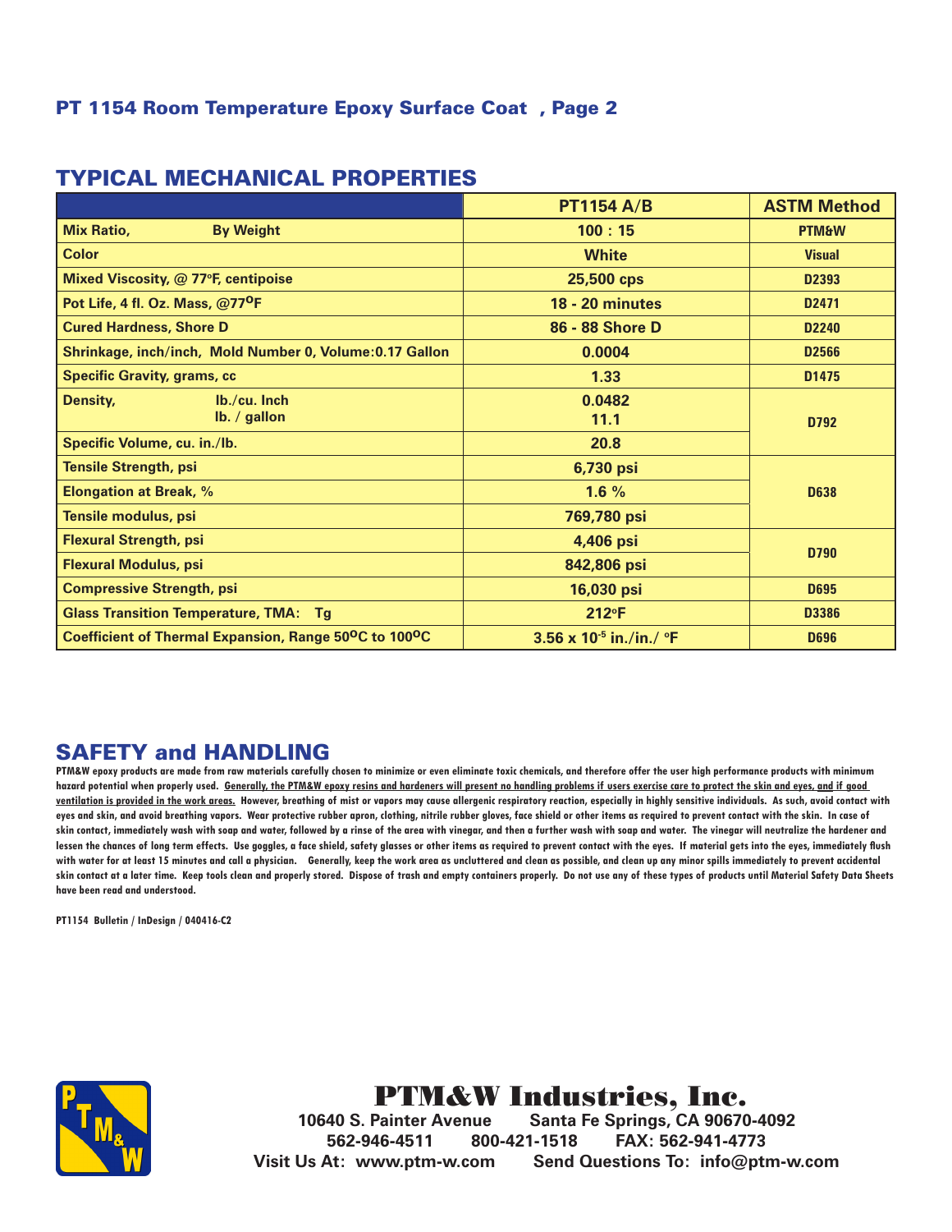## PT 1154 Room Temperature Epoxy Surface Coat , Page 2

## TYPICAL MECHANICAL PROPERTIES

| | PT1154 A/B | ASTM Method |
|---|---|---|
| Mix Ratio, By Weight | 100 : 15 | PTM&W |
| Color | White | Visual |
| Mixed Viscosity, @ 77°F, centipoise | 25,500 cps | D2393 |
| Pot Life, 4 fl. Oz. Mass, @77°F | 18 - 20 minutes | D2471 |
| Cured Hardness, Shore D | 86 - 88 Shore D | D2240 |
| Shrinkage, inch/inch, Mold Number 0, Volume:0.17 Gallon | 0.0004 | D2566 |
| Specific Gravity, grams, cc | 1.33 | D1475 |
| Density, lb./cu. Inch / lb. / gallon | 0.0482 / 11.1 | D792 |
| Specific Volume, cu. in./lb. | 20.8 | |
| Tensile Strength, psi | 6,730 psi | D638 |
| Elongation at Break, % | 1.6 % | |
| Tensile modulus, psi | 769,780 psi | |
| Flexural Strength, psi | 4,406 psi | D790 |
| Flexural Modulus, psi | 842,806 psi | |
| Compressive Strength, psi | 16,030 psi | D695 |
| Glass Transition Temperature, TMA: Tg | 212°F | D3386 |
| Coefficient of Thermal Expansion, Range 50°C to 100°C | $3.56 \times 10^{-5}$ in./in./ °F | D696 |

## SAFETY and HANDLING

PTM&W epoxy products are made from raw materials carefully chosen to minimize or even eliminate toxic chemicals, and therefore offer the user high performance products with minimum hazard potential when properly used. Generally, the PTM&W epoxy resins and hardeners will present no handling problems if users exercise care to protect the skin and eyes, and if good ventilation is provided in the work areas. However, breathing of mist or vapors may cause allergenic respiratory reaction, especially in highly sensitive individuals. As such, avoid contact with eyes and skin, and avoid breathing vapors. Wear protective rubber apron, clothing, nitrile rubber gloves, face shield or other items as required to prevent contact with the skin. In case of skin contact, immediately wash with soap and water, followed by a rinse of the area with vinegar, and then a further wash with soap and water. The vinegar will neutralize the hardener and lessen the chances of long term effects. Use goggles, a face shield, safety glasses or other items as required to prevent contact with the eyes. If material gets into the eyes, immediately flush with water for at least 15 minutes and call a physician. Generally, keep the work area as uncluttered and clean as possible, and clean up any minor spills immediately to prevent accidental skin contact at a later time. Keep tools clean and properly stored. Dispose of trash and empty containers properly. Do not use any of these types of products until Material Safety Data Sheets have been read and understood.

PT1154 Bulletin / InDesign / 040416-C2

**PTM&W Industries, Inc.**
10640 S. Painter Avenue Santa Fe Springs, CA 90670-4092
562-946-4511 800-421-1518 FAX: 562-941-4773
Visit Us At: www.ptm-w.com Send Questions To: info@ptm-w.com